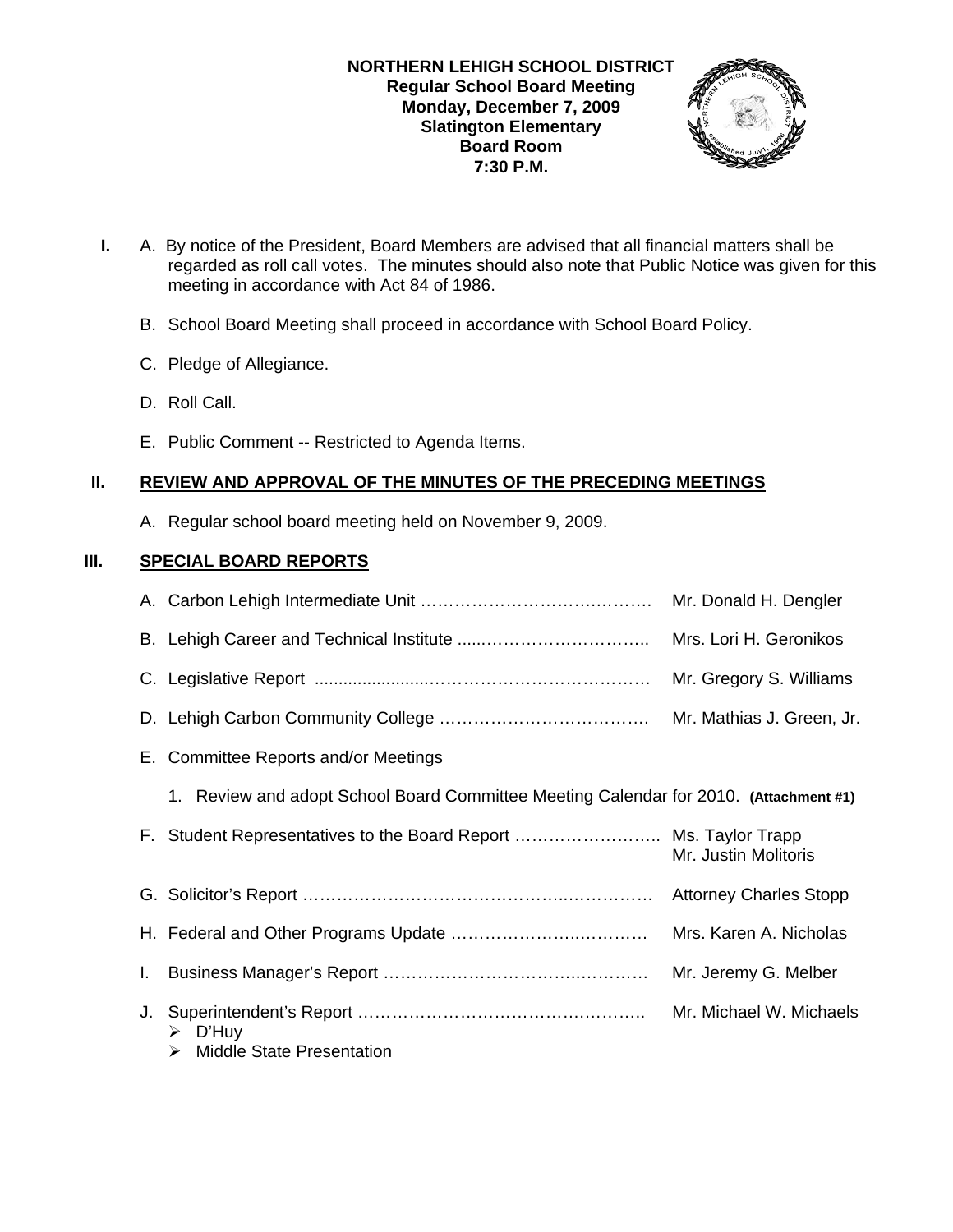**NORTHERN LEHIGH SCHOOL DISTRICT**
**Regular School Board Meeting**
**Monday, December 7, 2009**
**Slatington Elementary**
**Board Room**
**7:30 P.M.**

**I.** A. By notice of the President, Board Members are advised that all financial matters shall be regarded as roll call votes. The minutes should also note that Public Notice was given for this meeting in accordance with Act 84 of 1986.

B. School Board Meeting shall proceed in accordance with School Board Policy.

C. Pledge of Allegiance.

D. Roll Call.

E. Public Comment -- Restricted to Agenda Items.

## II. REVIEW AND APPROVAL OF THE MINUTES OF THE PRECEDING MEETINGS

A. Regular school board meeting held on November 9, 2009.

## III. SPECIAL BOARD REPORTS

A. Carbon Lehigh Intermediate Unit ……………………………….…….. Mr. Donald H. Dengler

B. Lehigh Career and Technical Institute .....………………………….. Mrs. Lori H. Geronikos

C. Legislative Report ......................…………………………………. Mr. Gregory S. Williams

D. Lehigh Carbon Community College ………………………………. Mr. Mathias J. Green, Jr.

E. Committee Reports and/or Meetings

1. Review and adopt School Board Committee Meeting Calendar for 2010. **(Attachment #1)**

F. Student Representatives to the Board Report …………………….. Ms. Taylor Trapp
Mr. Justin Molitoris

G. Solicitor's Report ……………………………………….…………. Attorney Charles Stopp

H. Federal and Other Programs Update ………………….………… Mrs. Karen A. Nicholas

I. Business Manager's Report …………………………….………… Mr. Jeremy G. Melber

J. Superintendent's Report …………………………………….…….. Mr. Michael W. Michaels

- D'Huy
- Middle State Presentation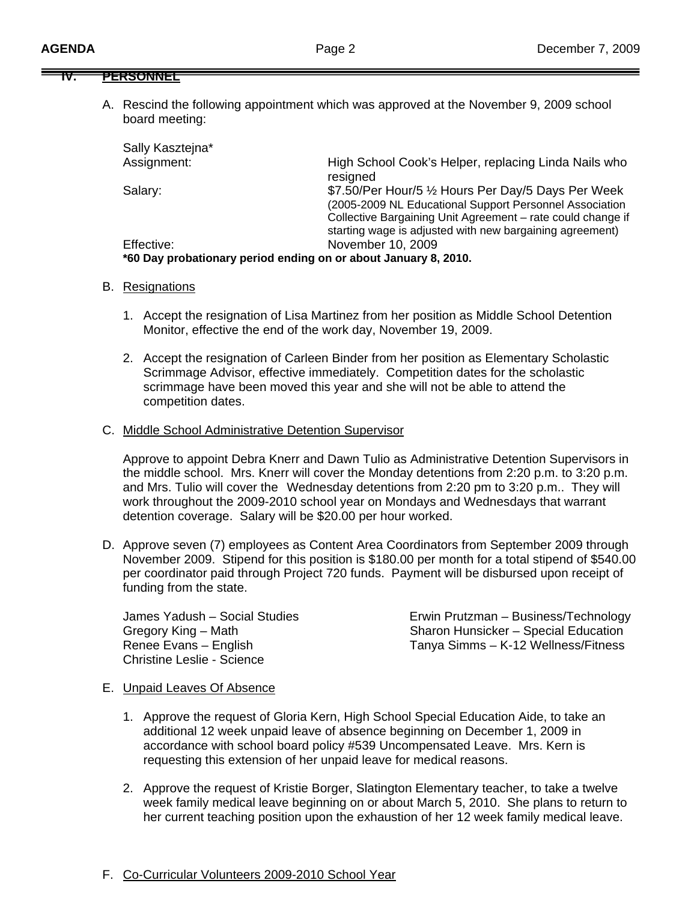## IV. PERSONNEL

A. Rescind the following appointment which was approved at the November 9, 2009 school board meeting:

Sally Kasztejna*

| | |
|---|---|
| Assignment: | High School Cook's Helper, replacing Linda Nails who resigned |
| Salary: | $7.50/Per Hour/5 ½ Hours Per Day/5 Days Per Week (2005-2009 NL Educational Support Personnel Association Collective Bargaining Unit Agreement – rate could change if starting wage is adjusted with new bargaining agreement) |
| Effective: | November 10, 2009 |

**\*60 Day probationary period ending on or about January 8, 2010.**

B. Resignations

1. Accept the resignation of Lisa Martinez from her position as Middle School Detention Monitor, effective the end of the work day, November 19, 2009.
2. Accept the resignation of Carleen Binder from her position as Elementary Scholastic Scrimmage Advisor, effective immediately. Competition dates for the scholastic scrimmage have been moved this year and she will not be able to attend the competition dates.

C. Middle School Administrative Detention Supervisor

Approve to appoint Debra Knerr and Dawn Tulio as Administrative Detention Supervisors in the middle school. Mrs. Knerr will cover the Monday detentions from 2:20 p.m. to 3:20 p.m. and Mrs. Tulio will cover the Wednesday detentions from 2:20 pm to 3:20 p.m.. They will work throughout the 2009-2010 school year on Mondays and Wednesdays that warrant detention coverage. Salary will be $20.00 per hour worked.

D. Approve seven (7) employees as Content Area Coordinators from September 2009 through November 2009. Stipend for this position is $180.00 per month for a total stipend of $540.00 per coordinator paid through Project 720 funds. Payment will be disbursed upon receipt of funding from the state.

James Yadush – Social Studies
Gregory King – Math
Renee Evans – English
Christine Leslie - Science
Erwin Prutzman – Business/Technology
Sharon Hunsicker – Special Education
Tanya Simms – K-12 Wellness/Fitness

E. Unpaid Leaves Of Absence

1. Approve the request of Gloria Kern, High School Special Education Aide, to take an additional 12 week unpaid leave of absence beginning on December 1, 2009 in accordance with school board policy #539 Uncompensated Leave. Mrs. Kern is requesting this extension of her unpaid leave for medical reasons.
2. Approve the request of Kristie Borger, Slatington Elementary teacher, to take a twelve week family medical leave beginning on or about March 5, 2010. She plans to return to her current teaching position upon the exhaustion of her 12 week family medical leave.

F. Co-Curricular Volunteers 2009-2010 School Year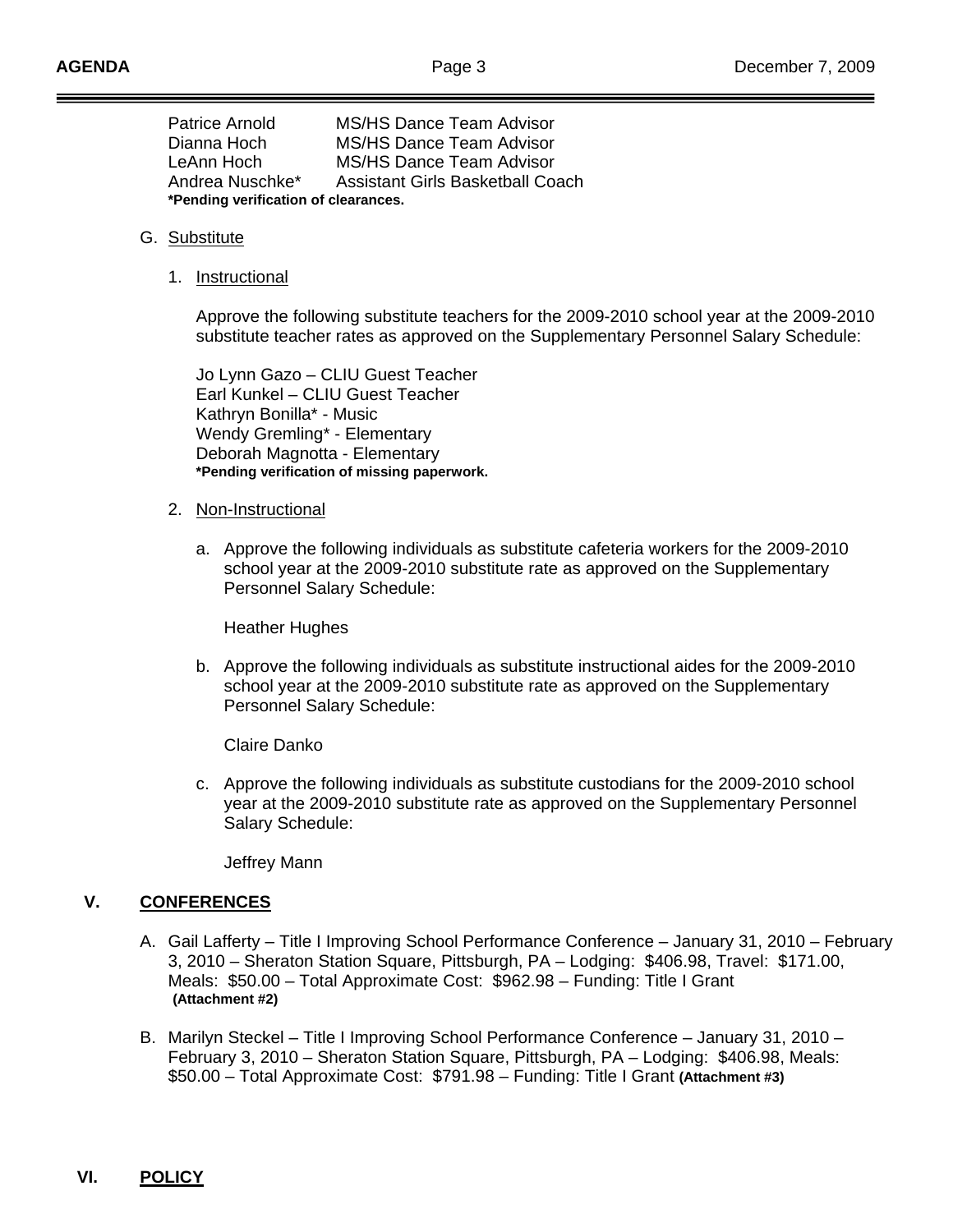| | |
|---|---|
| Patrice Arnold | MS/HS Dance Team Advisor |
| Dianna Hoch | MS/HS Dance Team Advisor |
| LeAnn Hoch | MS/HS Dance Team Advisor |
| Andrea Nuschke* | Assistant Girls Basketball Coach |

**\*Pending verification of clearances.**

G. Substitute

1. Instructional

   Approve the following substitute teachers for the 2009-2010 school year at the 2009-2010 substitute teacher rates as approved on the Supplementary Personnel Salary Schedule:

   Jo Lynn Gazo – CLIU Guest Teacher
   Earl Kunkel – CLIU Guest Teacher
   Kathryn Bonilla* - Music
   Wendy Gremling* - Elementary
   Deborah Magnotta - Elementary
   **\*Pending verification of missing paperwork.**

2. Non-Instructional

   a. Approve the following individuals as substitute cafeteria workers for the 2009-2010 school year at the 2009-2010 substitute rate as approved on the Supplementary Personnel Salary Schedule:

      Heather Hughes

   b. Approve the following individuals as substitute instructional aides for the 2009-2010 school year at the 2009-2010 substitute rate as approved on the Supplementary Personnel Salary Schedule:

      Claire Danko

   c. Approve the following individuals as substitute custodians for the 2009-2010 school year at the 2009-2010 substitute rate as approved on the Supplementary Personnel Salary Schedule:

      Jeffrey Mann

## V. CONFERENCES

A. Gail Lafferty – Title I Improving School Performance Conference – January 31, 2010 – February 3, 2010 – Sheraton Station Square, Pittsburgh, PA – Lodging: $406.98, Travel: $171.00, Meals: $50.00 – Total Approximate Cost: $962.98 – Funding: Title I Grant **(Attachment #2)**

B. Marilyn Steckel – Title I Improving School Performance Conference – January 31, 2010 – February 3, 2010 – Sheraton Station Square, Pittsburgh, PA – Lodging: $406.98, Meals: $50.00 – Total Approximate Cost: $791.98 – Funding: Title I Grant **(Attachment #3)**

## VI. POLICY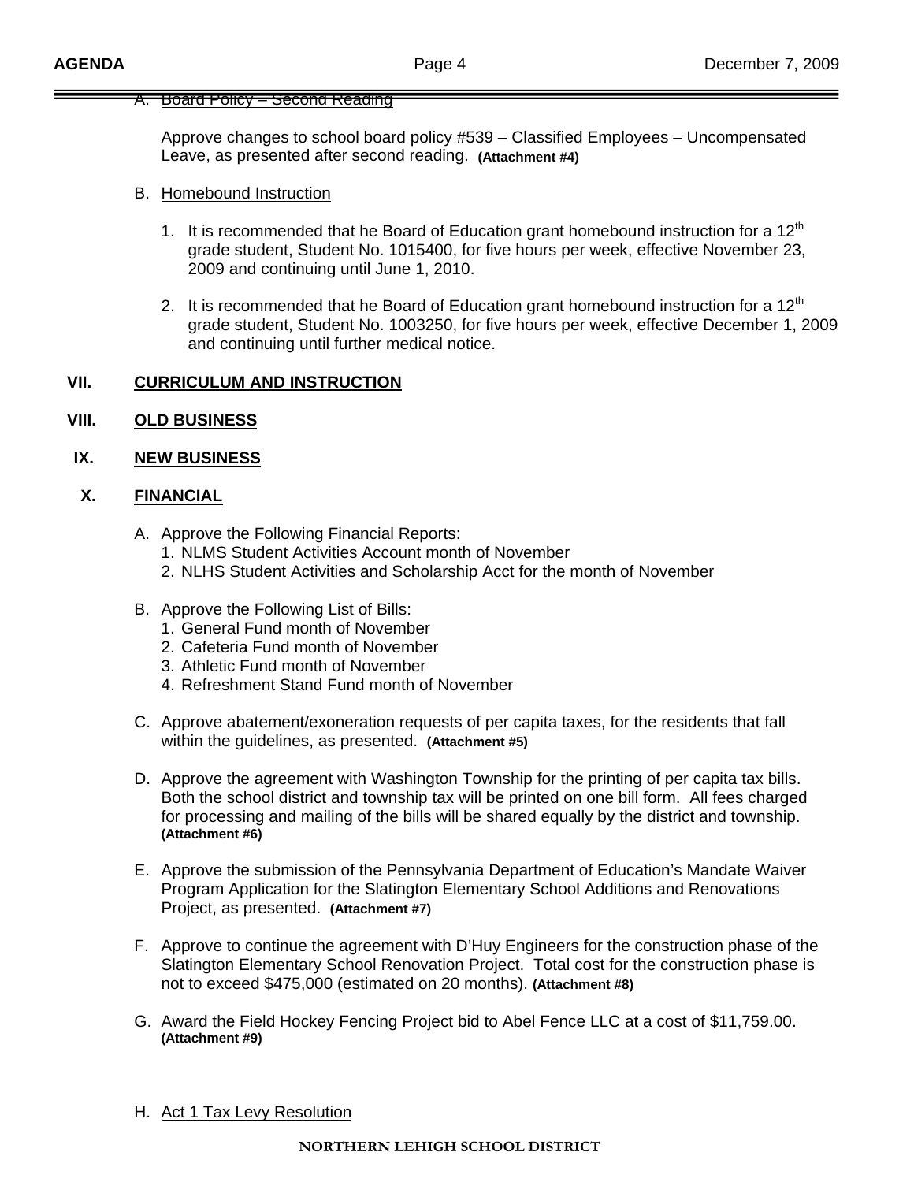A. Board Policy – Second Reading

Approve changes to school board policy #539 – Classified Employees – Uncompensated Leave, as presented after second reading. **(Attachment #4)**

B. Homebound Instruction

1. It is recommended that he Board of Education grant homebound instruction for a 12th grade student, Student No. 1015400, for five hours per week, effective November 23, 2009 and continuing until June 1, 2010.

2. It is recommended that he Board of Education grant homebound instruction for a 12th grade student, Student No. 1003250, for five hours per week, effective December 1, 2009 and continuing until further medical notice.

## VII. CURRICULUM AND INSTRUCTION

## VIII. OLD BUSINESS

## IX. NEW BUSINESS

## X. FINANCIAL

A. Approve the Following Financial Reports:
1. NLMS Student Activities Account month of November
2. NLHS Student Activities and Scholarship Acct for the month of November

B. Approve the Following List of Bills:
1. General Fund month of November
2. Cafeteria Fund month of November
3. Athletic Fund month of November
4. Refreshment Stand Fund month of November

C. Approve abatement/exoneration requests of per capita taxes, for the residents that fall within the guidelines, as presented. **(Attachment #5)**

D. Approve the agreement with Washington Township for the printing of per capita tax bills. Both the school district and township tax will be printed on one bill form. All fees charged for processing and mailing of the bills will be shared equally by the district and township. **(Attachment #6)**

E. Approve the submission of the Pennsylvania Department of Education's Mandate Waiver Program Application for the Slatington Elementary School Additions and Renovations Project, as presented. **(Attachment #7)**

F. Approve to continue the agreement with D'Huy Engineers for the construction phase of the Slatington Elementary School Renovation Project. Total cost for the construction phase is not to exceed $475,000 (estimated on 20 months). **(Attachment #8)**

G. Award the Field Hockey Fencing Project bid to Abel Fence LLC at a cost of $11,759.00. **(Attachment #9)**

H. Act 1 Tax Levy Resolution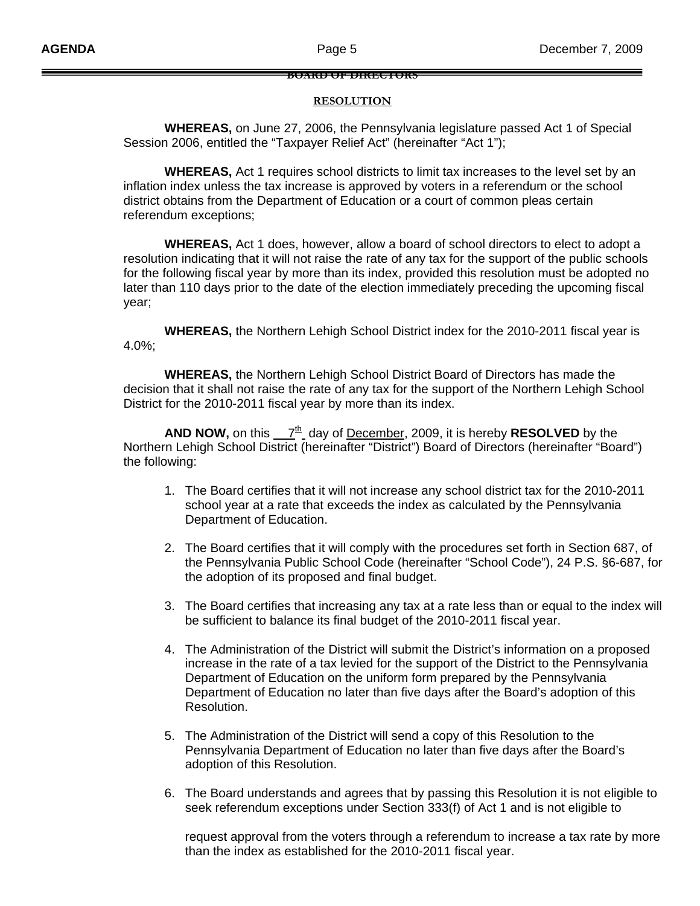**BOARD OF DIRECTORS**

**RESOLUTION**

**WHEREAS,** on June 27, 2006, the Pennsylvania legislature passed Act 1 of Special Session 2006, entitled the "Taxpayer Relief Act" (hereinafter "Act 1");

**WHEREAS,** Act 1 requires school districts to limit tax increases to the level set by an inflation index unless the tax increase is approved by voters in a referendum or the school district obtains from the Department of Education or a court of common pleas certain referendum exceptions;

**WHEREAS,** Act 1 does, however, allow a board of school directors to elect to adopt a resolution indicating that it will not raise the rate of any tax for the support of the public schools for the following fiscal year by more than its index, provided this resolution must be adopted no later than 110 days prior to the date of the election immediately preceding the upcoming fiscal year;

**WHEREAS,** the Northern Lehigh School District index for the 2010-2011 fiscal year is 4.0%;

**WHEREAS,** the Northern Lehigh School District Board of Directors has made the decision that it shall not raise the rate of any tax for the support of the Northern Lehigh School District for the 2010-2011 fiscal year by more than its index.

**AND NOW,** on this 7th day of December, 2009, it is hereby **RESOLVED** by the Northern Lehigh School District (hereinafter "District") Board of Directors (hereinafter "Board") the following:

1. The Board certifies that it will not increase any school district tax for the 2010-2011 school year at a rate that exceeds the index as calculated by the Pennsylvania Department of Education.

2. The Board certifies that it will comply with the procedures set forth in Section 687, of the Pennsylvania Public School Code (hereinafter "School Code"), 24 P.S. §6-687, for the adoption of its proposed and final budget.

3. The Board certifies that increasing any tax at a rate less than or equal to the index will be sufficient to balance its final budget of the 2010-2011 fiscal year.

4. The Administration of the District will submit the District's information on a proposed increase in the rate of a tax levied for the support of the District to the Pennsylvania Department of Education on the uniform form prepared by the Pennsylvania Department of Education no later than five days after the Board's adoption of this Resolution.

5. The Administration of the District will send a copy of this Resolution to the Pennsylvania Department of Education no later than five days after the Board's adoption of this Resolution.

6. The Board understands and agrees that by passing this Resolution it is not eligible to seek referendum exceptions under Section 333(f) of Act 1 and is not eligible to request approval from the voters through a referendum to increase a tax rate by more than the index as established for the 2010-2011 fiscal year.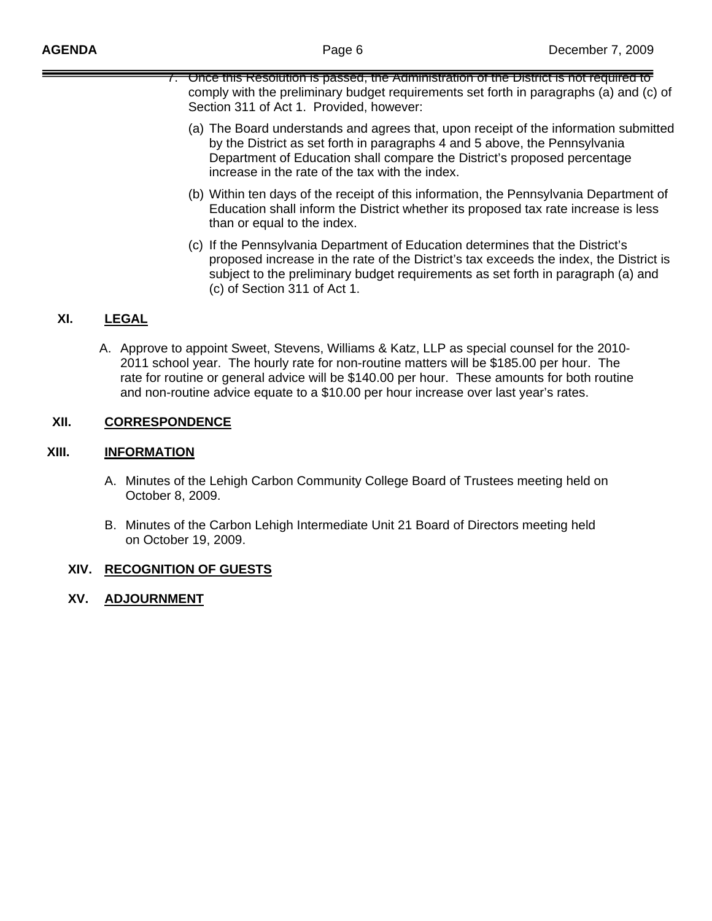7. Once this Resolution is passed, the Administration of the District is not required to comply with the preliminary budget requirements set forth in paragraphs (a) and (c) of Section 311 of Act 1. Provided, however:

   (a) The Board understands and agrees that, upon receipt of the information submitted by the District as set forth in paragraphs 4 and 5 above, the Pennsylvania Department of Education shall compare the District's proposed percentage increase in the rate of the tax with the index.

   (b) Within ten days of the receipt of this information, the Pennsylvania Department of Education shall inform the District whether its proposed tax rate increase is less than or equal to the index.

   (c) If the Pennsylvania Department of Education determines that the District's proposed increase in the rate of the District's tax exceeds the index, the District is subject to the preliminary budget requirements as set forth in paragraph (a) and (c) of Section 311 of Act 1.

## XI. LEGAL

A. Approve to appoint Sweet, Stevens, Williams & Katz, LLP as special counsel for the 2010-2011 school year. The hourly rate for non-routine matters will be $185.00 per hour. The rate for routine or general advice will be $140.00 per hour. These amounts for both routine and non-routine advice equate to a $10.00 per hour increase over last year's rates.

## XII. CORRESPONDENCE

## XIII. INFORMATION

A. Minutes of the Lehigh Carbon Community College Board of Trustees meeting held on October 8, 2009.

B. Minutes of the Carbon Lehigh Intermediate Unit 21 Board of Directors meeting held on October 19, 2009.

## XIV. RECOGNITION OF GUESTS

## XV. ADJOURNMENT